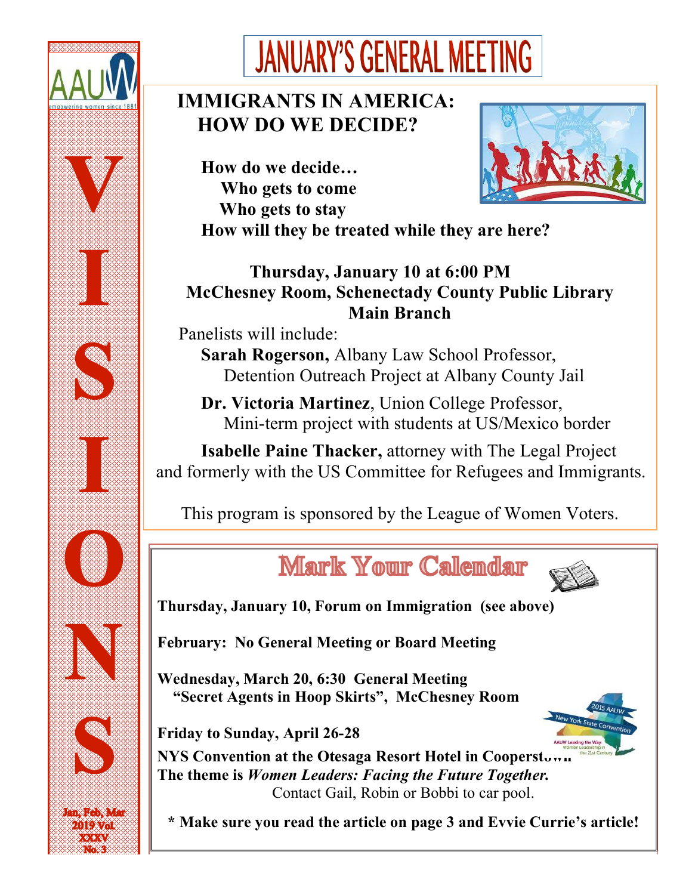AAUW
empowering women since 1881

VISIONS

Jan, Feb, Mar 2019 Vol. XXXV No. 3

# JANUARY'S GENERAL MEETING

## IMMIGRANTS IN AMERICA: HOW DO WE DECIDE?

**How do we decide…**
**Who gets to come**
**Who gets to stay**
**How will they be treated while they are here?**

**Thursday, January 10 at 6:00 PM**
**McChesney Room, Schenectady County Public Library Main Branch**

Panelists will include:

**Sarah Rogerson,** Albany Law School Professor, Detention Outreach Project at Albany County Jail

**Dr. Victoria Martinez**, Union College Professor, Mini-term project with students at US/Mexico border

**Isabelle Paine Thacker,** attorney with The Legal Project and formerly with the US Committee for Refugees and Immigrants.

This program is sponsored by the League of Women Voters.

## Mark Your Calendar

**Thursday, January 10, Forum on Immigration (see above)**

**February: No General Meeting or Board Meeting**

**Wednesday, March 20, 6:30 General Meeting**
**"Secret Agents in Hoop Skirts", McChesney Room**

**Friday to Sunday, April 26-28**
**NYS Convention at the Otesaga Resort Hotel in Cooperstown**
**The theme is *Women Leaders: Facing the Future Together.***
Contact Gail, Robin or Bobbi to car pool.

2015 AAUW New York State Convention
AAUW Leading the Way Women Leadership in the 21st Century

**\* Make sure you read the article on page 3 and Evvie Currie's article!**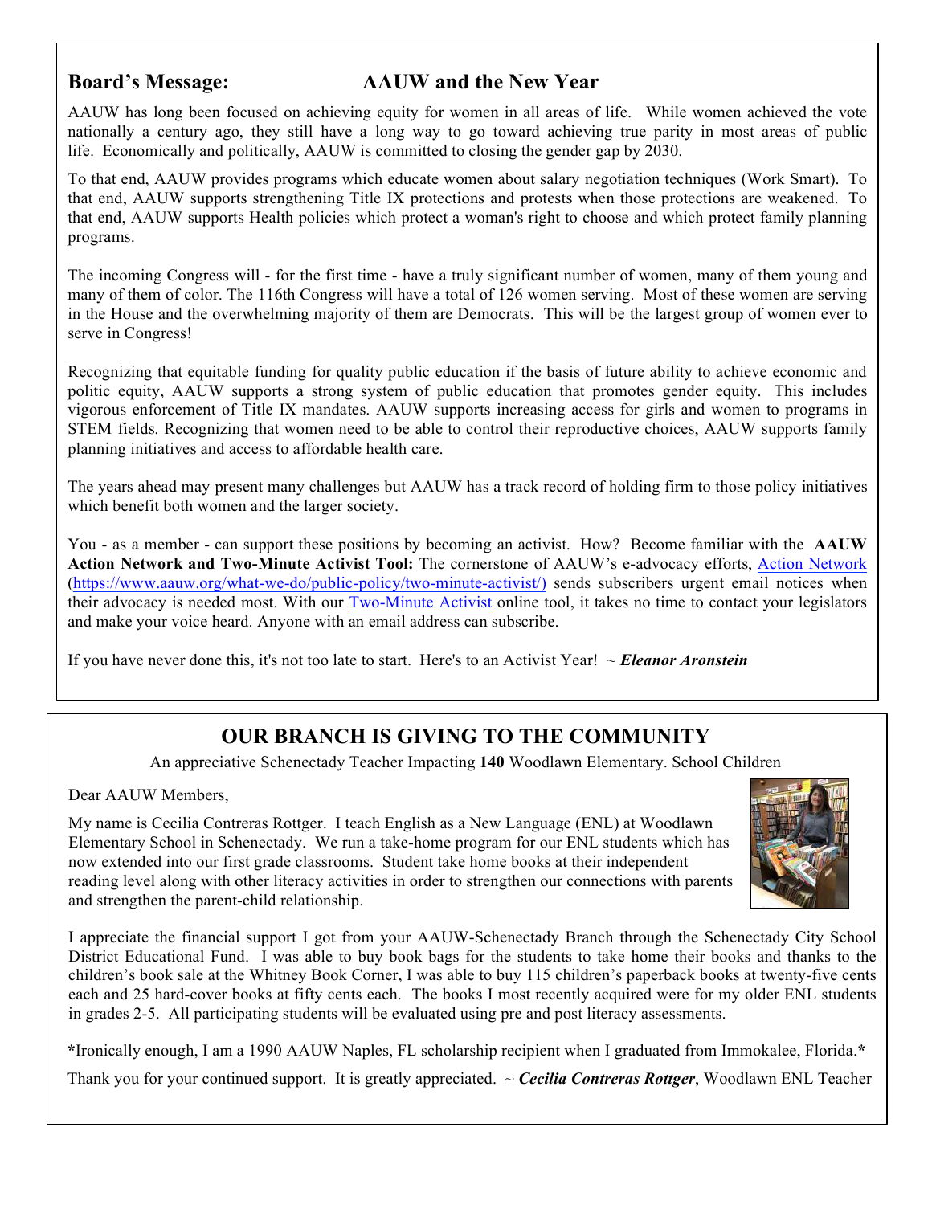## Board's Message: AAUW and the New Year

AAUW has long been focused on achieving equity for women in all areas of life. While women achieved the vote nationally a century ago, they still have a long way to go toward achieving true parity in most areas of public life. Economically and politically, AAUW is committed to closing the gender gap by 2030.

To that end, AAUW provides programs which educate women about salary negotiation techniques (Work Smart). To that end, AAUW supports strengthening Title IX protections and protests when those protections are weakened. To that end, AAUW supports Health policies which protect a woman's right to choose and which protect family planning programs.

The incoming Congress will - for the first time - have a truly significant number of women, many of them young and many of them of color. The 116th Congress will have a total of 126 women serving. Most of these women are serving in the House and the overwhelming majority of them are Democrats. This will be the largest group of women ever to serve in Congress!

Recognizing that equitable funding for quality public education if the basis of future ability to achieve economic and politic equity, AAUW supports a strong system of public education that promotes gender equity. This includes vigorous enforcement of Title IX mandates. AAUW supports increasing access for girls and women to programs in STEM fields. Recognizing that women need to be able to control their reproductive choices, AAUW supports family planning initiatives and access to affordable health care.

The years ahead may present many challenges but AAUW has a track record of holding firm to those policy initiatives which benefit both women and the larger society.

You - as a member - can support these positions by becoming an activist. How? Become familiar with the **AAUW Action Network and Two-Minute Activist Tool:** The cornerstone of AAUW's e-advocacy efforts, Action Network (https://www.aauw.org/what-we-do/public-policy/two-minute-activist/) sends subscribers urgent email notices when their advocacy is needed most. With our Two-Minute Activist online tool, it takes no time to contact your legislators and make your voice heard. Anyone with an email address can subscribe.

If you have never done this, it's not too late to start. Here's to an Activist Year! ~ ***Eleanor Aronstein***

## OUR BRANCH IS GIVING TO THE COMMUNITY

An appreciative Schenectady Teacher Impacting **140** Woodlawn Elementary. School Children

Dear AAUW Members,

My name is Cecilia Contreras Rottger. I teach English as a New Language (ENL) at Woodlawn Elementary School in Schenectady. We run a take-home program for our ENL students which has now extended into our first grade classrooms. Student take home books at their independent reading level along with other literacy activities in order to strengthen our connections with parents and strengthen the parent-child relationship.

I appreciate the financial support I got from your AAUW-Schenectady Branch through the Schenectady City School District Educational Fund. I was able to buy book bags for the students to take home their books and thanks to the children's book sale at the Whitney Book Corner, I was able to buy 115 children's paperback books at twenty-five cents each and 25 hard-cover books at fifty cents each. The books I most recently acquired were for my older ENL students in grades 2-5. All participating students will be evaluated using pre and post literacy assessments.

**\***Ironically enough, I am a 1990 AAUW Naples, FL scholarship recipient when I graduated from Immokalee, Florida.**\***

Thank you for your continued support. It is greatly appreciated. ~ ***Cecilia Contreras Rottger***, Woodlawn ENL Teacher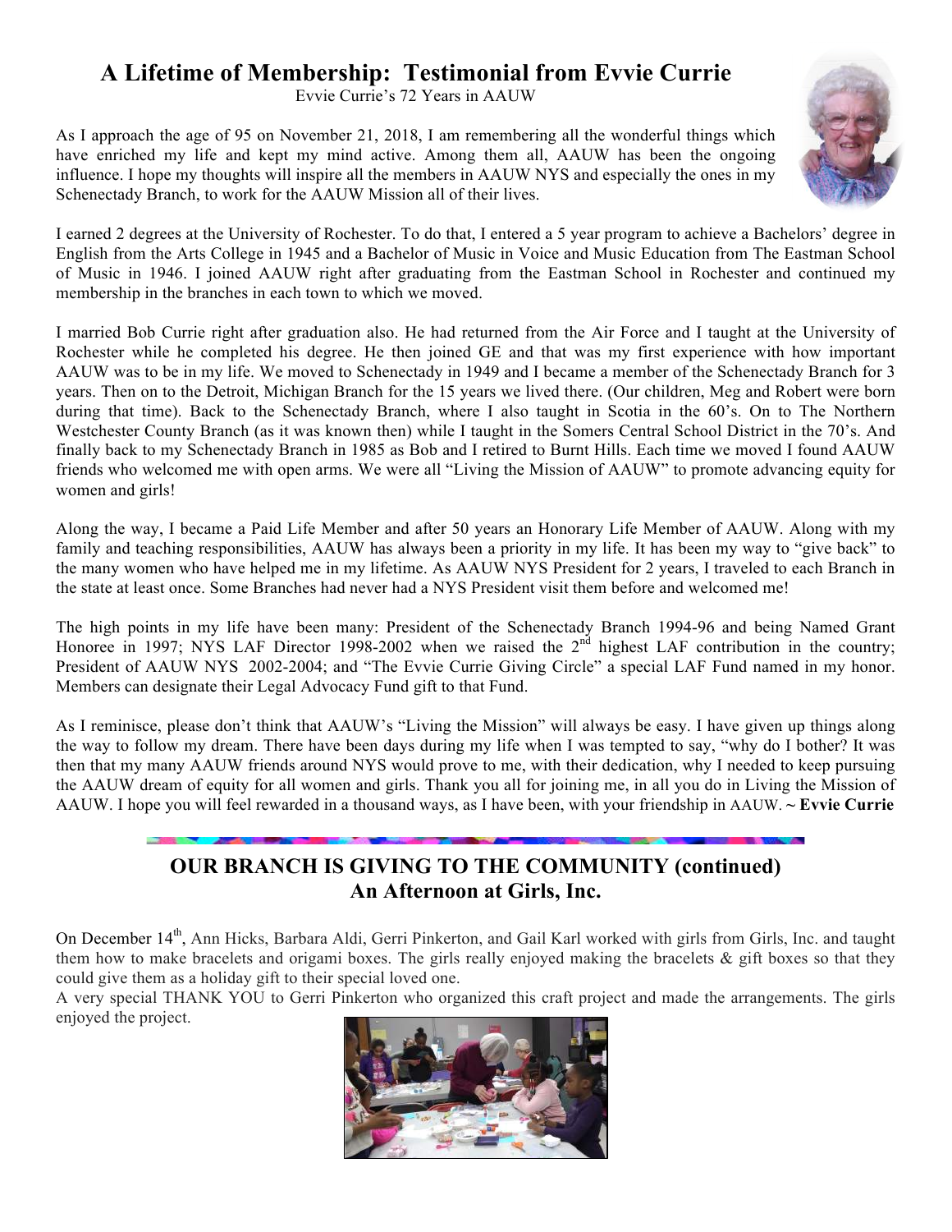# A Lifetime of Membership: Testimonial from Evvie Currie

Evvie Currie's 72 Years in AAUW

As I approach the age of 95 on November 21, 2018, I am remembering all the wonderful things which have enriched my life and kept my mind active. Among them all, AAUW has been the ongoing influence. I hope my thoughts will inspire all the members in AAUW NYS and especially the ones in my Schenectady Branch, to work for the AAUW Mission all of their lives.

I earned 2 degrees at the University of Rochester. To do that, I entered a 5 year program to achieve a Bachelors' degree in English from the Arts College in 1945 and a Bachelor of Music in Voice and Music Education from The Eastman School of Music in 1946. I joined AAUW right after graduating from the Eastman School in Rochester and continued my membership in the branches in each town to which we moved.

I married Bob Currie right after graduation also. He had returned from the Air Force and I taught at the University of Rochester while he completed his degree. He then joined GE and that was my first experience with how important AAUW was to be in my life. We moved to Schenectady in 1949 and I became a member of the Schenectady Branch for 3 years. Then on to the Detroit, Michigan Branch for the 15 years we lived there. (Our children, Meg and Robert were born during that time). Back to the Schenectady Branch, where I also taught in Scotia in the 60's. On to The Northern Westchester County Branch (as it was known then) while I taught in the Somers Central School District in the 70's. And finally back to my Schenectady Branch in 1985 as Bob and I retired to Burnt Hills. Each time we moved I found AAUW friends who welcomed me with open arms. We were all "Living the Mission of AAUW" to promote advancing equity for women and girls!

Along the way, I became a Paid Life Member and after 50 years an Honorary Life Member of AAUW. Along with my family and teaching responsibilities, AAUW has always been a priority in my life. It has been my way to "give back" to the many women who have helped me in my lifetime. As AAUW NYS President for 2 years, I traveled to each Branch in the state at least once. Some Branches had never had a NYS President visit them before and welcomed me!

The high points in my life have been many: President of the Schenectady Branch 1994-96 and being Named Grant Honoree in 1997; NYS LAF Director 1998-2002 when we raised the 2nd highest LAF contribution in the country; President of AAUW NYS 2002-2004; and "The Evvie Currie Giving Circle" a special LAF Fund named in my honor. Members can designate their Legal Advocacy Fund gift to that Fund.

As I reminisce, please don't think that AAUW's "Living the Mission" will always be easy. I have given up things along the way to follow my dream. There have been days during my life when I was tempted to say, "why do I bother? It was then that my many AAUW friends around NYS would prove to me, with their dedication, why I needed to keep pursuing the AAUW dream of equity for all women and girls. Thank you all for joining me, in all you do in Living the Mission of AAUW. I hope you will feel rewarded in a thousand ways, as I have been, with your friendship in AAUW. **~ Evvie Currie**

## OUR BRANCH IS GIVING TO THE COMMUNITY (continued)
## An Afternoon at Girls, Inc.

On December 14th, Ann Hicks, Barbara Aldi, Gerri Pinkerton, and Gail Karl worked with girls from Girls, Inc. and taught them how to make bracelets and origami boxes. The girls really enjoyed making the bracelets & gift boxes so that they could give them as a holiday gift to their special loved one.

A very special THANK YOU to Gerri Pinkerton who organized this craft project and made the arrangements. The girls enjoyed the project.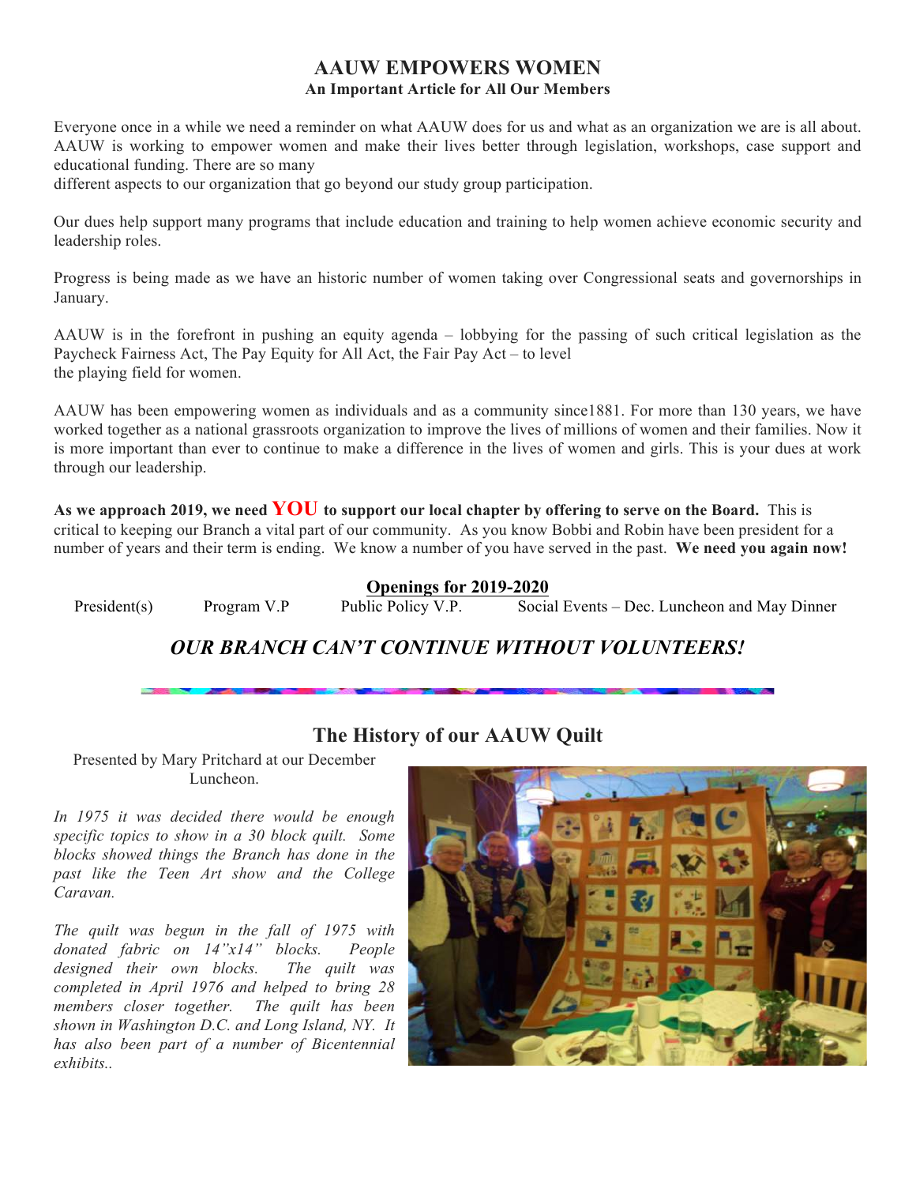## AAUW EMPOWERS WOMEN

**An Important Article for All Our Members**

Everyone once in a while we need a reminder on what AAUW does for us and what as an organization we are is all about. AAUW is working to empower women and make their lives better through legislation, workshops, case support and educational funding. There are so many different aspects to our organization that go beyond our study group participation.

Our dues help support many programs that include education and training to help women achieve economic security and leadership roles.

Progress is being made as we have an historic number of women taking over Congressional seats and governorships in January.

AAUW is in the forefront in pushing an equity agenda – lobbying for the passing of such critical legislation as the Paycheck Fairness Act, The Pay Equity for All Act, the Fair Pay Act – to level the playing field for women.

AAUW has been empowering women as individuals and as a community since1881. For more than 130 years, we have worked together as a national grassroots organization to improve the lives of millions of women and their families. Now it is more important than ever to continue to make a difference in the lives of women and girls. This is your dues at work through our leadership.

**As we approach 2019, we need YOU to support our local chapter by offering to serve on the Board.** This is critical to keeping our Branch a vital part of our community. As you know Bobbi and Robin have been president for a number of years and their term is ending. We know a number of you have served in the past. **We need you again now!**

**Openings for 2019-2020**

President(s) Program V.P Public Policy V.P. Social Events – Dec. Luncheon and May Dinner

***OUR BRANCH CAN'T CONTINUE WITHOUT VOLUNTEERS!***

## The History of our AAUW Quilt

Presented by Mary Pritchard at our December Luncheon.

*In 1975 it was decided there would be enough specific topics to show in a 30 block quilt. Some blocks showed things the Branch has done in the past like the Teen Art show and the College Caravan.*

*The quilt was begun in the fall of 1975 with donated fabric on 14"x14" blocks. People designed their own blocks. The quilt was completed in April 1976 and helped to bring 28 members closer together. The quilt has been shown in Washington D.C. and Long Island, NY. It has also been part of a number of Bicentennial exhibits..*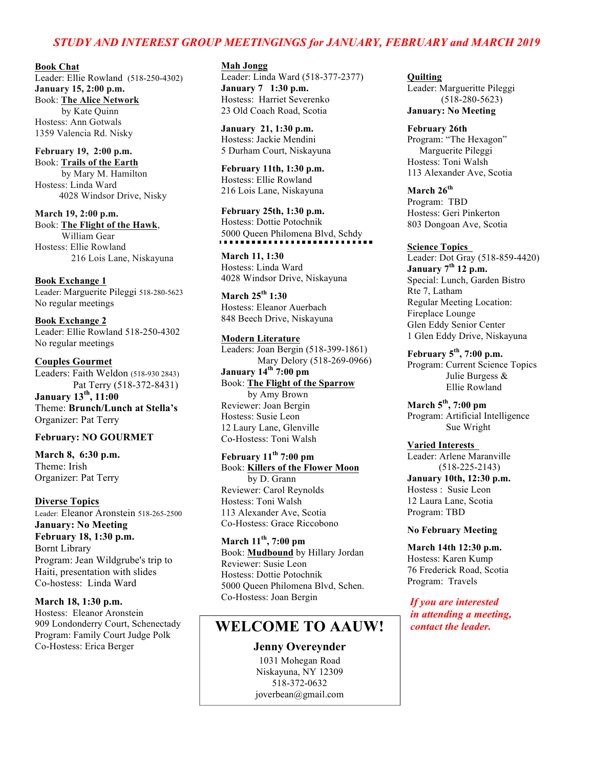## *STUDY AND INTEREST GROUP MEETINGINGS for JANUARY, FEBRUARY and MARCH 2019*

### Book Chat

Leader: Ellie Rowland (518-250-4302)

**January 15, 2:00 p.m.**
Book: **The Alice Network**
by Kate Quinn
Hostess: Ann Gotwals
1359 Valencia Rd. Nisky

**February 19, 2:00 p.m.**
Book: **Trails of the Earth**
by Mary M. Hamilton
Hostess: Linda Ward
4028 Windsor Drive, Nisky

**March 19, 2:00 p.m.**
Book: **The Flight of the Hawk**, William Gear
Hostess: Ellie Rowland
216 Lois Lane, Niskayuna

### Book Exchange 1

Leader: Marguerite Pileggi 518-280-5623
No regular meetings

### Book Exchange 2

Leader: Ellie Rowland 518-250-4302
No regular meetings

### Couples Gourmet

Leaders: Faith Weldon (518-930 2843)
Pat Terry (518-372-8431)

**January 13th, 11:00**
Theme: **Brunch/Lunch at Stella's**
Organizer: Pat Terry

**February: NO GOURMET**

**March 8, 6:30 p.m.**
Theme: Irish
Organizer: Pat Terry

### Diverse Topics

Leader: Eleanor Aronstein 518-265-2500

**January: No Meeting**

**February 18, 1:30 p.m.**
Bornt Library
Program: Jean Wildgrube's trip to Haiti, presentation with slides
Co-hostess: Linda Ward

**March 18, 1:30 p.m.**
Hostess: Eleanor Aronstein
909 Londonderry Court, Schenectady
Program: Family Court Judge Polk
Co-Hostess: Erica Berger

### Mah Jongg

Leader: Linda Ward (518-377-2377)

**January 7 1:30 p.m.**
Hostess: Harriet Severenko
23 Old Coach Road, Scotia

**January 21, 1:30 p.m.**
Hostess: Jackie Mendini
5 Durham Court, Niskayuna

**February 11th, 1:30 p.m.**
Hostess: Ellie Rowland
216 Lois Lane, Niskayuna

**February 25th, 1:30 p.m.**
Hostess: Dottie Potochnik
5000 Queen Philomena Blvd, Schdy

---

**March 11, 1:30**
Hostess: Linda Ward
4028 Windsor Drive, Niskayuna

**March 25th 1:30**
Hostess: Eleanor Auerbach
848 Beech Drive, Niskayuna

### Modern Literature

Leaders: Joan Bergin (518-399-1861)
Mary Delory (518-269-0966)

**January 14th 7:00 pm**
Book: **The Flight of the Sparrow**
by Amy Brown
Reviewer: Joan Bergin
Hostess: Susie Leon
12 Laury Lane, Glenville
Co-Hostess: Toni Walsh

**February 11th 7:00 pm**
Book: **Killers of the Flower Moon**
by D. Grann
Reviewer: Carol Reynolds
Hostess: Toni Walsh
113 Alexander Ave, Scotia
Co-Hostess: Grace Riccobono

**March 11th, 7:00 pm**
Book: **Mudbound** by Hillary Jordan
Reviewer: Susie Leon
Hostess: Dottie Potochnik
5000 Queen Philomena Blvd, Schen.
Co-Hostess: Joan Bergin

## WELCOME TO AAUW!

**Jenny Overeynder**
1031 Mohegan Road
Niskayuna, NY 12309
518-372-0632
joverbean@gmail.com

### Quilting

Leader: Marguerite Pileggi
(518-280-5623)

**January: No Meeting**

**February 26th**
Program: "The Hexagon"
Marguerite Pileggi
Hostess: Toni Walsh
113 Alexander Ave, Scotia

**March 26th**
Program: TBD
Hostess: Geri Pinkerton
803 Dongoan Ave, Scotia

### Science Topics

Leader: Dot Gray (518-859-4420)

**January 7th 12 p.m.**
Special: Lunch, Garden Bistro
Rte 7, Latham
Regular Meeting Location:
Fireplace Lounge
Glen Eddy Senior Center
1 Glen Eddy Drive, Niskayuna

**February 5th, 7:00 p.m.**
Program: Current Science Topics
Julie Burgess &
Ellie Rowland

**March 5th, 7:00 pm**
Program: Artificial Intelligence
Sue Wright

### Varied Interests

Leader: Arlene Maranville
(518-225-2143)

**January 10th, 12:30 p.m.**
Hostess : Susie Leon
12 Laura Lane, Scotia
Program: TBD

**No February Meeting**

**March 14th 12:30 p.m.**
Hostess: Karen Kump
76 Frederick Road, Scotia
Program: Travels

***If you are interested in attending a meeting, contact the leader.***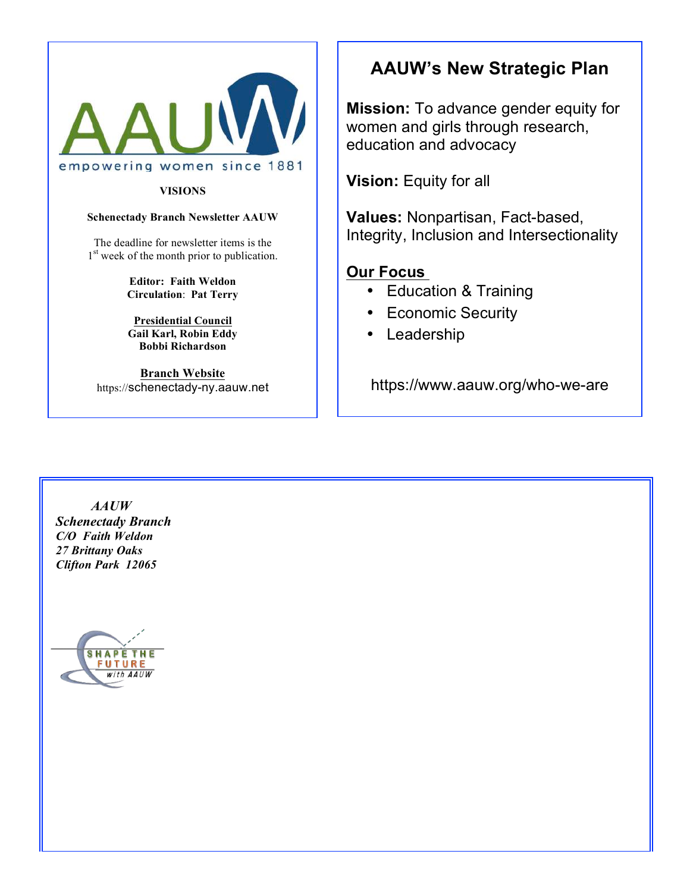AAUW

empowering women since 1881

**VISIONS**

**Schenectady Branch Newsletter AAUW**

The deadline for newsletter items is the 1st week of the month prior to publication.

**Editor: Faith Weldon**
**Circulation: Pat Terry**

**Presidential Council**
**Gail Karl, Robin Eddy**
**Bobbi Richardson**

**Branch Website**
https://schenectady-ny.aauw.net

## AAUW's New Strategic Plan

**Mission:** To advance gender equity for women and girls through research, education and advocacy

**Vision:** Equity for all

**Values:** Nonpartisan, Fact-based, Integrity, Inclusion and Intersectionality

**Our Focus**

- Education & Training
- Economic Security
- Leadership

https://www.aauw.org/who-we-are

***AAUW***
***Schenectady Branch***
***C/O Faith Weldon***
***27 Brittany Oaks***
***Clifton Park 12065***

SHAPE THE FUTURE with AAUW